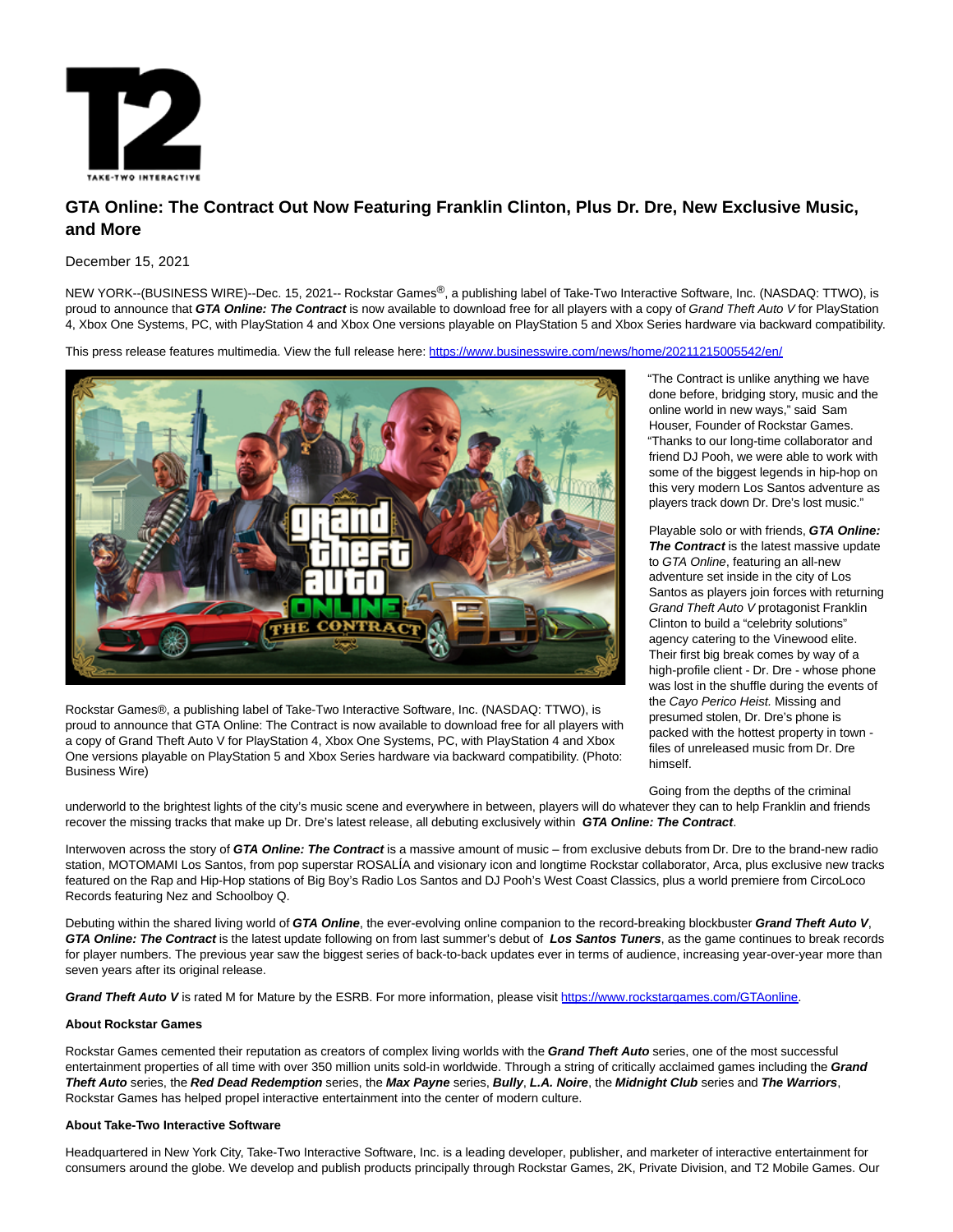# GTA Online: The Contract Out Now Featuring Franklin Clinton, Plus Dr. Dre, New Exclusive Music, and More

December 15, 2021

NEW YORK--(BUSINESS WIRE)--Dec. 15, 2021-- Rockstar Games®, a publishing label of Take-Two Interactive Software, Inc. (NASDAQ: TTWO), is proud to announce that ***GTA Online: The Contract*** is now available to download free for all players with a copy of *Grand Theft Auto V* for PlayStation 4, Xbox One Systems, PC, with PlayStation 4 and Xbox One versions playable on PlayStation 5 and Xbox Series hardware via backward compatibility.

This press release features multimedia. View the full release here: https://www.businesswire.com/news/home/20211215005542/en/

Rockstar Games®, a publishing label of Take-Two Interactive Software, Inc. (NASDAQ: TTWO), is proud to announce that GTA Online: The Contract is now available to download free for all players with a copy of Grand Theft Auto V for PlayStation 4, Xbox One Systems, PC, with PlayStation 4 and Xbox One versions playable on PlayStation 5 and Xbox Series hardware via backward compatibility. (Photo: Business Wire)

"The Contract is unlike anything we have done before, bridging story, music and the online world in new ways," said Sam Houser, Founder of Rockstar Games. "Thanks to our long-time collaborator and friend DJ Pooh, we were able to work with some of the biggest legends in hip-hop on this very modern Los Santos adventure as players track down Dr. Dre's lost music."

Playable solo or with friends, ***GTA Online: The Contract*** is the latest massive update to *GTA Online*, featuring an all-new adventure set inside in the city of Los Santos as players join forces with returning *Grand Theft Auto V* protagonist Franklin Clinton to build a "celebrity solutions" agency catering to the Vinewood elite. Their first big break comes by way of a high-profile client - Dr. Dre - whose phone was lost in the shuffle during the events of the *Cayo Perico Heist*. Missing and presumed stolen, Dr. Dre's phone is packed with the hottest property in town - files of unreleased music from Dr. Dre himself.

Going from the depths of the criminal underworld to the brightest lights of the city's music scene and everywhere in between, players will do whatever they can to help Franklin and friends recover the missing tracks that make up Dr. Dre's latest release, all debuting exclusively within ***GTA Online: The Contract***.

Interwoven across the story of ***GTA Online: The Contract*** is a massive amount of music – from exclusive debuts from Dr. Dre to the brand-new radio station, MOTOMAMI Los Santos, from pop superstar ROSALÍA and visionary icon and longtime Rockstar collaborator, Arca, plus exclusive new tracks featured on the Rap and Hip-Hop stations of Big Boy's Radio Los Santos and DJ Pooh's West Coast Classics, plus a world premiere from CircoLoco Records featuring Nez and Schoolboy Q.

Debuting within the shared living world of ***GTA Online***, the ever-evolving online companion to the record-breaking blockbuster ***Grand Theft Auto V***, ***GTA Online: The Contract*** is the latest update following on from last summer's debut of ***Los Santos Tuners***, as the game continues to break records for player numbers. The previous year saw the biggest series of back-to-back updates ever in terms of audience, increasing year-over-year more than seven years after its original release.

***Grand Theft Auto V*** is rated M for Mature by the ESRB. For more information, please visit https://www.rockstargames.com/GTAonline.

**About Rockstar Games**

Rockstar Games cemented their reputation as creators of complex living worlds with the ***Grand Theft Auto*** series, one of the most successful entertainment properties of all time with over 350 million units sold-in worldwide. Through a string of critically acclaimed games including the ***Grand Theft Auto*** series, the ***Red Dead Redemption*** series, the ***Max Payne*** series, ***Bully***, ***L.A. Noire***, the ***Midnight Club*** series and ***The Warriors***, Rockstar Games has helped propel interactive entertainment into the center of modern culture.

**About Take-Two Interactive Software**

Headquartered in New York City, Take-Two Interactive Software, Inc. is a leading developer, publisher, and marketer of interactive entertainment for consumers around the globe. We develop and publish products principally through Rockstar Games, 2K, Private Division, and T2 Mobile Games. Our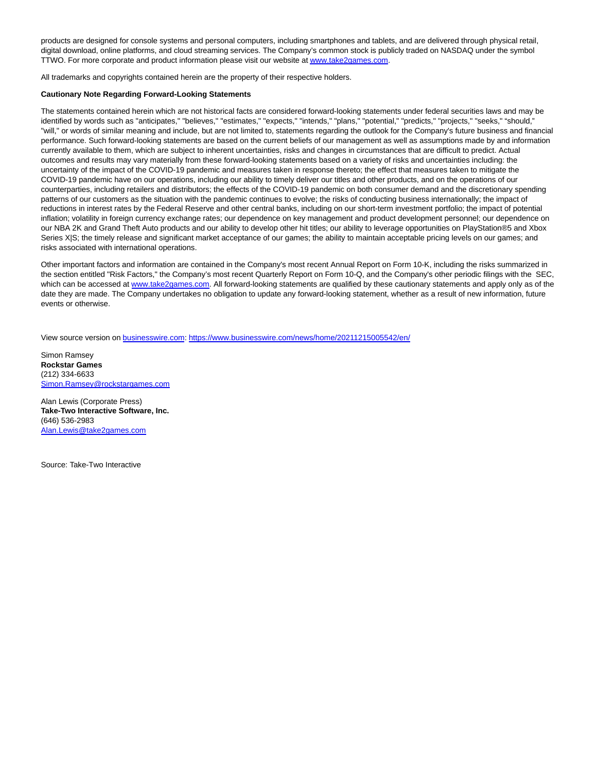products are designed for console systems and personal computers, including smartphones and tablets, and are delivered through physical retail, digital download, online platforms, and cloud streaming services. The Company's common stock is publicly traded on NASDAQ under the symbol TTWO. For more corporate and product information please visit our website at www.take2games.com.

All trademarks and copyrights contained herein are the property of their respective holders.

**Cautionary Note Regarding Forward-Looking Statements**

The statements contained herein which are not historical facts are considered forward-looking statements under federal securities laws and may be identified by words such as "anticipates," "believes," "estimates," "expects," "intends," "plans," "potential," "predicts," "projects," "seeks," "should," "will," or words of similar meaning and include, but are not limited to, statements regarding the outlook for the Company's future business and financial performance. Such forward-looking statements are based on the current beliefs of our management as well as assumptions made by and information currently available to them, which are subject to inherent uncertainties, risks and changes in circumstances that are difficult to predict. Actual outcomes and results may vary materially from these forward-looking statements based on a variety of risks and uncertainties including: the uncertainty of the impact of the COVID-19 pandemic and measures taken in response thereto; the effect that measures taken to mitigate the COVID-19 pandemic have on our operations, including our ability to timely deliver our titles and other products, and on the operations of our counterparties, including retailers and distributors; the effects of the COVID-19 pandemic on both consumer demand and the discretionary spending patterns of our customers as the situation with the pandemic continues to evolve; the risks of conducting business internationally; the impact of reductions in interest rates by the Federal Reserve and other central banks, including on our short-term investment portfolio; the impact of potential inflation; volatility in foreign currency exchange rates; our dependence on key management and product development personnel; our dependence on our NBA 2K and Grand Theft Auto products and our ability to develop other hit titles; our ability to leverage opportunities on PlayStation®5 and Xbox Series X|S; the timely release and significant market acceptance of our games; the ability to maintain acceptable pricing levels on our games; and risks associated with international operations.

Other important factors and information are contained in the Company's most recent Annual Report on Form 10-K, including the risks summarized in the section entitled "Risk Factors," the Company's most recent Quarterly Report on Form 10-Q, and the Company's other periodic filings with the SEC, which can be accessed at www.take2games.com. All forward-looking statements are qualified by these cautionary statements and apply only as of the date they are made. The Company undertakes no obligation to update any forward-looking statement, whether as a result of new information, future events or otherwise.

View source version on businesswire.com: https://www.businesswire.com/news/home/20211215005542/en/

Simon Ramsey  
**Rockstar Games**  
(212) 334-6633  
Simon.Ramsey@rockstargames.com

Alan Lewis (Corporate Press)  
**Take-Two Interactive Software, Inc.**  
(646) 536-2983  
Alan.Lewis@take2games.com

Source: Take-Two Interactive